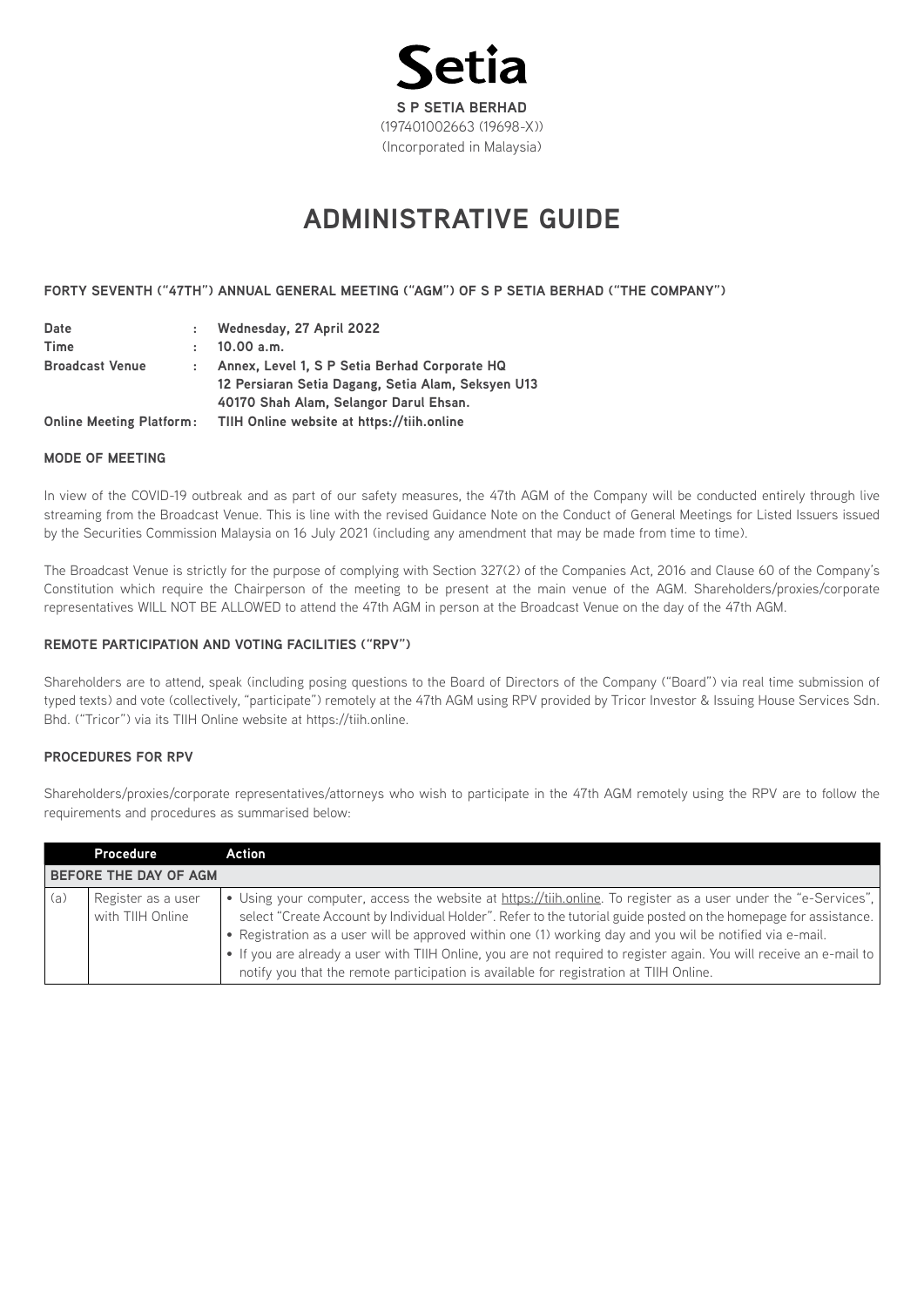**Setia**

**S P SETIA BERHAD**
(197401002663 (19698-X))
(Incorporated in Malaysia)

# ADMINISTRATIVE GUIDE

**FORTY SEVENTH ("47TH") ANNUAL GENERAL MEETING ("AGM") OF S P SETIA BERHAD ("THE COMPANY")**

| | | |
|---|---|---|
| **Date** | : | **Wednesday, 27 April 2022** |
| **Time** | : | **10.00 a.m.** |
| **Broadcast Venue** | : | **Annex, Level 1, S P Setia Berhad Corporate HQ 12 Persiaran Setia Dagang, Setia Alam, Seksyen U13 40170 Shah Alam, Selangor Darul Ehsan.** |
| **Online Meeting Platform** | : | **TIIH Online website at https://tiih.online** |

**MODE OF MEETING**

In view of the COVID-19 outbreak and as part of our safety measures, the 47th AGM of the Company will be conducted entirely through live streaming from the Broadcast Venue. This is line with the revised Guidance Note on the Conduct of General Meetings for Listed Issuers issued by the Securities Commission Malaysia on 16 July 2021 (including any amendment that may be made from time to time).

The Broadcast Venue is strictly for the purpose of complying with Section 327(2) of the Companies Act, 2016 and Clause 60 of the Company's Constitution which require the Chairperson of the meeting to be present at the main venue of the AGM. Shareholders/proxies/corporate representatives WILL NOT BE ALLOWED to attend the 47th AGM in person at the Broadcast Venue on the day of the 47th AGM.

**REMOTE PARTICIPATION AND VOTING FACILITIES ("RPV")**

Shareholders are to attend, speak (including posing questions to the Board of Directors of the Company ("Board") via real time submission of typed texts) and vote (collectively, "participate") remotely at the 47th AGM using RPV provided by Tricor Investor & Issuing House Services Sdn. Bhd. ("Tricor") via its TIIH Online website at https://tiih.online.

**PROCEDURES FOR RPV**

Shareholders/proxies/corporate representatives/attorneys who wish to participate in the 47th AGM remotely using the RPV are to follow the requirements and procedures as summarised below:

| | Procedure | Action |
|---|---|---|
| **BEFORE THE DAY OF AGM** | | |
| (a) | Register as a user with TIIH Online | • Using your computer, access the website at https://tiih.online. To register as a user under the "e-Services", select "Create Account by Individual Holder". Refer to the tutorial guide posted on the homepage for assistance.<br>• Registration as a user will be approved within one (1) working day and you wil be notified via e-mail.<br>• If you are already a user with TIIH Online, you are not required to register again. You will receive an e-mail to notify you that the remote participation is available for registration at TIIH Online. |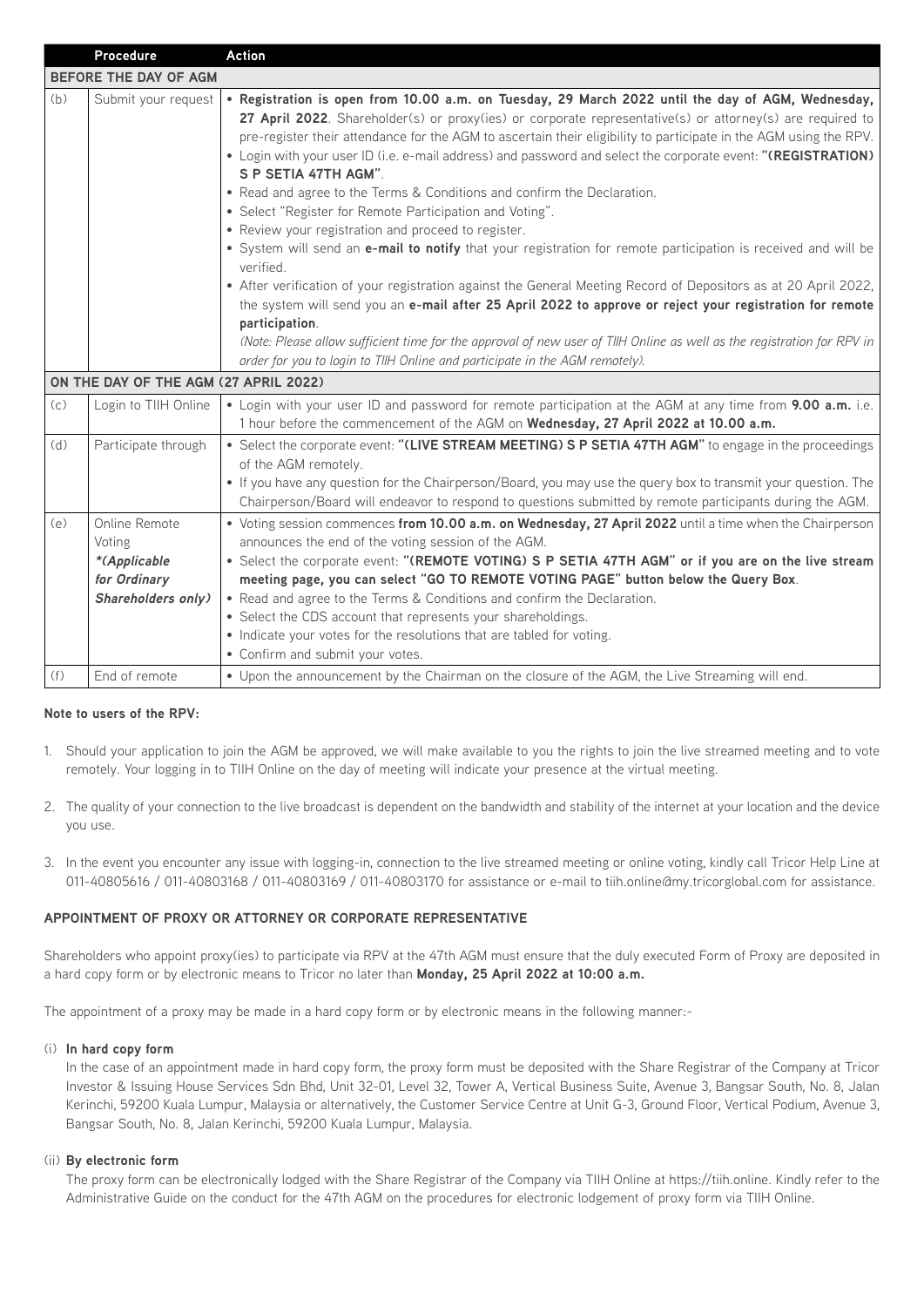| | Procedure | Action |
|---|---|---|
| **BEFORE THE DAY OF AGM** | | |
| (b) | Submit your request | • **Registration is open from 10.00 a.m. on Tuesday, 29 March 2022 until the day of AGM, Wednesday, 27 April 2022**. Shareholder(s) or proxy(ies) or corporate representative(s) or attorney(s) are required to pre-register their attendance for the AGM to ascertain their eligibility to participate in the AGM using the RPV.<br>• Login with your user ID (i.e. e-mail address) and password and select the corporate event: **"(REGISTRATION) S P SETIA 47TH AGM"**.<br>• Read and agree to the Terms & Conditions and confirm the Declaration.<br>• Select "Register for Remote Participation and Voting".<br>• Review your registration and proceed to register.<br>• System will send an **e-mail to notify** that your registration for remote participation is received and will be verified.<br>• After verification of your registration against the General Meeting Record of Depositors as at 20 April 2022, the system will send you an **e-mail after 25 April 2022 to approve or reject your registration for remote participation**.<br>*(Note: Please allow sufficient time for the approval of new user of TIIH Online as well as the registration for RPV in order for you to login to TIIH Online and participate in the AGM remotely).* |
| **ON THE DAY OF THE AGM (27 APRIL 2022)** | | |
| (c) | Login to TIIH Online | • Login with your user ID and password for remote participation at the AGM at any time from **9.00 a.m.** i.e. 1 hour before the commencement of the AGM on **Wednesday, 27 April 2022 at 10.00 a.m.** |
| (d) | Participate through | • Select the corporate event: **"(LIVE STREAM MEETING) S P SETIA 47TH AGM"** to engage in the proceedings of the AGM remotely.<br>• If you have any question for the Chairperson/Board, you may use the query box to transmit your question. The Chairperson/Board will endeavor to respond to questions submitted by remote participants during the AGM. |
| (e) | Online Remote Voting<br>***(Applicable for Ordinary Shareholders only)*** | • Voting session commences **from 10.00 a.m. on Wednesday, 27 April 2022** until a time when the Chairperson announces the end of the voting session of the AGM.<br>• Select the corporate event: **"(REMOTE VOTING) S P SETIA 47TH AGM" or if you are on the live stream meeting page, you can select "GO TO REMOTE VOTING PAGE" button below the Query Box**.<br>• Read and agree to the Terms & Conditions and confirm the Declaration.<br>• Select the CDS account that represents your shareholdings.<br>• Indicate your votes for the resolutions that are tabled for voting.<br>• Confirm and submit your votes. |
| (f) | End of remote | • Upon the announcement by the Chairman on the closure of the AGM, the Live Streaming will end. |

**Note to users of the RPV:**

1. Should your application to join the AGM be approved, we will make available to you the rights to join the live streamed meeting and to vote remotely. Your logging in to TIIH Online on the day of meeting will indicate your presence at the virtual meeting.

2. The quality of your connection to the live broadcast is dependent on the bandwidth and stability of the internet at your location and the device you use.

3. In the event you encounter any issue with logging-in, connection to the live streamed meeting or online voting, kindly call Tricor Help Line at 011-40805616 / 011-40803168 / 011-40803169 / 011-40803170 for assistance or e-mail to tiih.online@my.tricorglobal.com for assistance.

**APPOINTMENT OF PROXY OR ATTORNEY OR CORPORATE REPRESENTATIVE**

Shareholders who appoint proxy(ies) to participate via RPV at the 47th AGM must ensure that the duly executed Form of Proxy are deposited in a hard copy form or by electronic means to Tricor no later than **Monday, 25 April 2022 at 10:00 a.m.**

The appointment of a proxy may be made in a hard copy form or by electronic means in the following manner:-

(i) **In hard copy form**

In the case of an appointment made in hard copy form, the proxy form must be deposited with the Share Registrar of the Company at Tricor Investor & Issuing House Services Sdn Bhd, Unit 32-01, Level 32, Tower A, Vertical Business Suite, Avenue 3, Bangsar South, No. 8, Jalan Kerinchi, 59200 Kuala Lumpur, Malaysia or alternatively, the Customer Service Centre at Unit G-3, Ground Floor, Vertical Podium, Avenue 3, Bangsar South, No. 8, Jalan Kerinchi, 59200 Kuala Lumpur, Malaysia.

(ii) **By electronic form**

The proxy form can be electronically lodged with the Share Registrar of the Company via TIIH Online at https://tiih.online. Kindly refer to the Administrative Guide on the conduct for the 47th AGM on the procedures for electronic lodgement of proxy form via TIIH Online.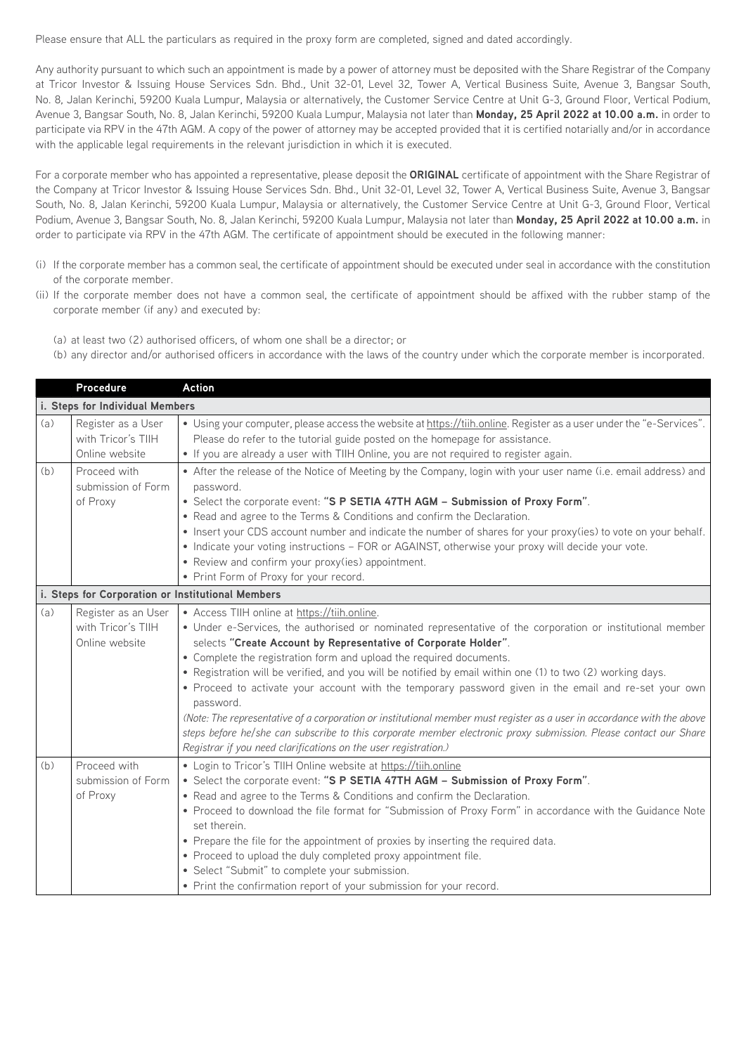Please ensure that ALL the particulars as required in the proxy form are completed, signed and dated accordingly.

Any authority pursuant to which such an appointment is made by a power of attorney must be deposited with the Share Registrar of the Company at Tricor Investor & Issuing House Services Sdn. Bhd., Unit 32-01, Level 32, Tower A, Vertical Business Suite, Avenue 3, Bangsar South, No. 8, Jalan Kerinchi, 59200 Kuala Lumpur, Malaysia or alternatively, the Customer Service Centre at Unit G-3, Ground Floor, Vertical Podium, Avenue 3, Bangsar South, No. 8, Jalan Kerinchi, 59200 Kuala Lumpur, Malaysia not later than **Monday, 25 April 2022 at 10.00 a.m.** in order to participate via RPV in the 47th AGM. A copy of the power of attorney may be accepted provided that it is certified notarially and/or in accordance with the applicable legal requirements in the relevant jurisdiction in which it is executed.

For a corporate member who has appointed a representative, please deposit the **ORIGINAL** certificate of appointment with the Share Registrar of the Company at Tricor Investor & Issuing House Services Sdn. Bhd., Unit 32-01, Level 32, Tower A, Vertical Business Suite, Avenue 3, Bangsar South, No. 8, Jalan Kerinchi, 59200 Kuala Lumpur, Malaysia or alternatively, the Customer Service Centre at Unit G-3, Ground Floor, Vertical Podium, Avenue 3, Bangsar South, No. 8, Jalan Kerinchi, 59200 Kuala Lumpur, Malaysia not later than **Monday, 25 April 2022 at 10.00 a.m.** in order to participate via RPV in the 47th AGM. The certificate of appointment should be executed in the following manner:

(i) If the corporate member has a common seal, the certificate of appointment should be executed under seal in accordance with the constitution of the corporate member.

(ii) If the corporate member does not have a common seal, the certificate of appointment should be affixed with the rubber stamp of the corporate member (if any) and executed by:

(a) at least two (2) authorised officers, of whom one shall be a director; or

(b) any director and/or authorised officers in accordance with the laws of the country under which the corporate member is incorporated.

| | **Procedure** | **Action** |
|---|---|---|
| **i. Steps for Individual Members** | | |
| (a) | Register as a User with Tricor's TIIH Online website | • Using your computer, please access the website at https://tiih.online. Register as a user under the "e-Services". Please do refer to the tutorial guide posted on the homepage for assistance.<br>• If you are already a user with TIIH Online, you are not required to register again. |
| (b) | Proceed with submission of Form of Proxy | • After the release of the Notice of Meeting by the Company, login with your user name (i.e. email address) and password.<br>• Select the corporate event: **"S P SETIA 47TH AGM – Submission of Proxy Form"**.<br>• Read and agree to the Terms & Conditions and confirm the Declaration.<br>• Insert your CDS account number and indicate the number of shares for your proxy(ies) to vote on your behalf.<br>• Indicate your voting instructions – FOR or AGAINST, otherwise your proxy will decide your vote.<br>• Review and confirm your proxy(ies) appointment.<br>• Print Form of Proxy for your record. |
| **i. Steps for Corporation or Institutional Members** | | |
| (a) | Register as an User with Tricor's TIIH Online website | • Access TIIH online at https://tiih.online.<br>• Under e-Services, the authorised or nominated representative of the corporation or institutional member selects **"Create Account by Representative of Corporate Holder"**.<br>• Complete the registration form and upload the required documents.<br>• Registration will be verified, and you will be notified by email within one (1) to two (2) working days.<br>• Proceed to activate your account with the temporary password given in the email and re-set your own password.<br>*(Note: The representative of a corporation or institutional member must register as a user in accordance with the above steps before he/she can subscribe to this corporate member electronic proxy submission. Please contact our Share Registrar if you need clarifications on the user registration.)* |
| (b) | Proceed with submission of Form of Proxy | • Login to Tricor's TIIH Online website at https://tiih.online<br>• Select the corporate event: **"S P SETIA 47TH AGM – Submission of Proxy Form"**.<br>• Read and agree to the Terms & Conditions and confirm the Declaration.<br>• Proceed to download the file format for "Submission of Proxy Form" in accordance with the Guidance Note set therein.<br>• Prepare the file for the appointment of proxies by inserting the required data.<br>• Proceed to upload the duly completed proxy appointment file.<br>• Select "Submit" to complete your submission.<br>• Print the confirmation report of your submission for your record. |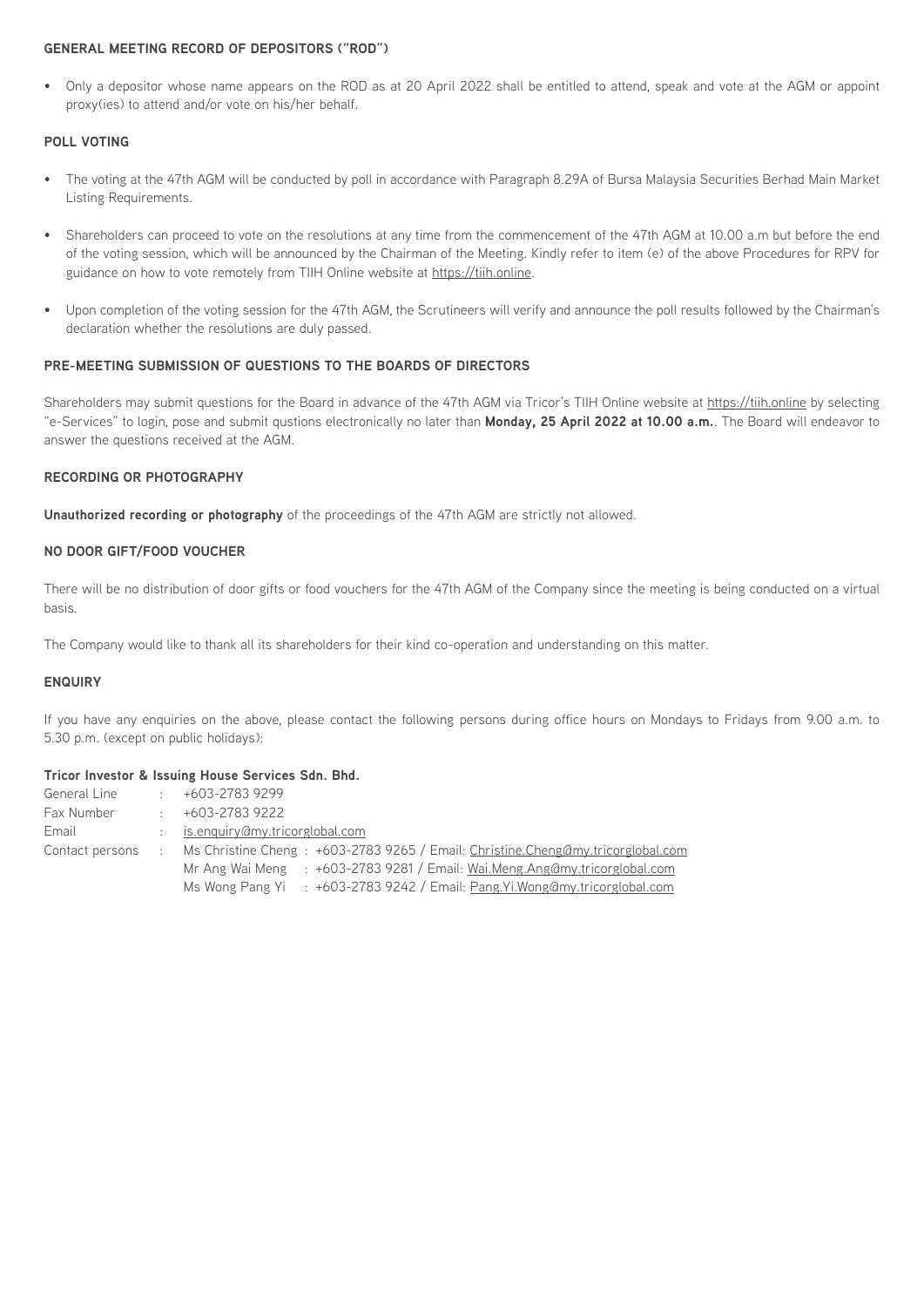## GENERAL MEETING RECORD OF DEPOSITORS ("ROD")

- Only a depositor whose name appears on the ROD as at 20 April 2022 shall be entitled to attend, speak and vote at the AGM or appoint proxy(ies) to attend and/or vote on his/her behalf.

## POLL VOTING

- The voting at the 47th AGM will be conducted by poll in accordance with Paragraph 8.29A of Bursa Malaysia Securities Berhad Main Market Listing Requirements.
- Shareholders can proceed to vote on the resolutions at any time from the commencement of the 47th AGM at 10.00 a.m but before the end of the voting session, which will be announced by the Chairman of the Meeting. Kindly refer to item (e) of the above Procedures for RPV for guidance on how to vote remotely from TIIH Online website at https://tiih.online.
- Upon completion of the voting session for the 47th AGM, the Scrutineers will verify and announce the poll results followed by the Chairman's declaration whether the resolutions are duly passed.

## PRE-MEETING SUBMISSION OF QUESTIONS TO THE BOARDS OF DIRECTORS

Shareholders may submit questions for the Board in advance of the 47th AGM via Tricor's TIIH Online website at https://tiih.online by selecting "e-Services" to login, pose and submit qustions electronically no later than **Monday, 25 April 2022 at 10.00 a.m.**. The Board will endeavor to answer the questions received at the AGM.

## RECORDING OR PHOTOGRAPHY

**Unauthorized recording or photography** of the proceedings of the 47th AGM are strictly not allowed.

## NO DOOR GIFT/FOOD VOUCHER

There will be no distribution of door gifts or food vouchers for the 47th AGM of the Company since the meeting is being conducted on a virtual basis.

The Company would like to thank all its shareholders for their kind co-operation and understanding on this matter.

## ENQUIRY

If you have any enquiries on the above, please contact the following persons during office hours on Mondays to Fridays from 9.00 a.m. to 5.30 p.m. (except on public holidays):

**Tricor Investor & Issuing House Services Sdn. Bhd.**

| | | |
|---|---|---|
| General Line | : | +603-2783 9299 |
| Fax Number | : | +603-2783 9222 |
| Email | : | is.enquiry@my.tricorglobal.com |
| Contact persons | : | Ms Christine Cheng : +603-2783 9265 / Email: Christine.Cheng@my.tricorglobal.com |
| | | Mr Ang Wai Meng : +603-2783 9281 / Email: Wai.Meng.Ang@my.tricorglobal.com |
| | | Ms Wong Pang Yi : +603-2783 9242 / Email: Pang.Yi.Wong@my.tricorglobal.com |